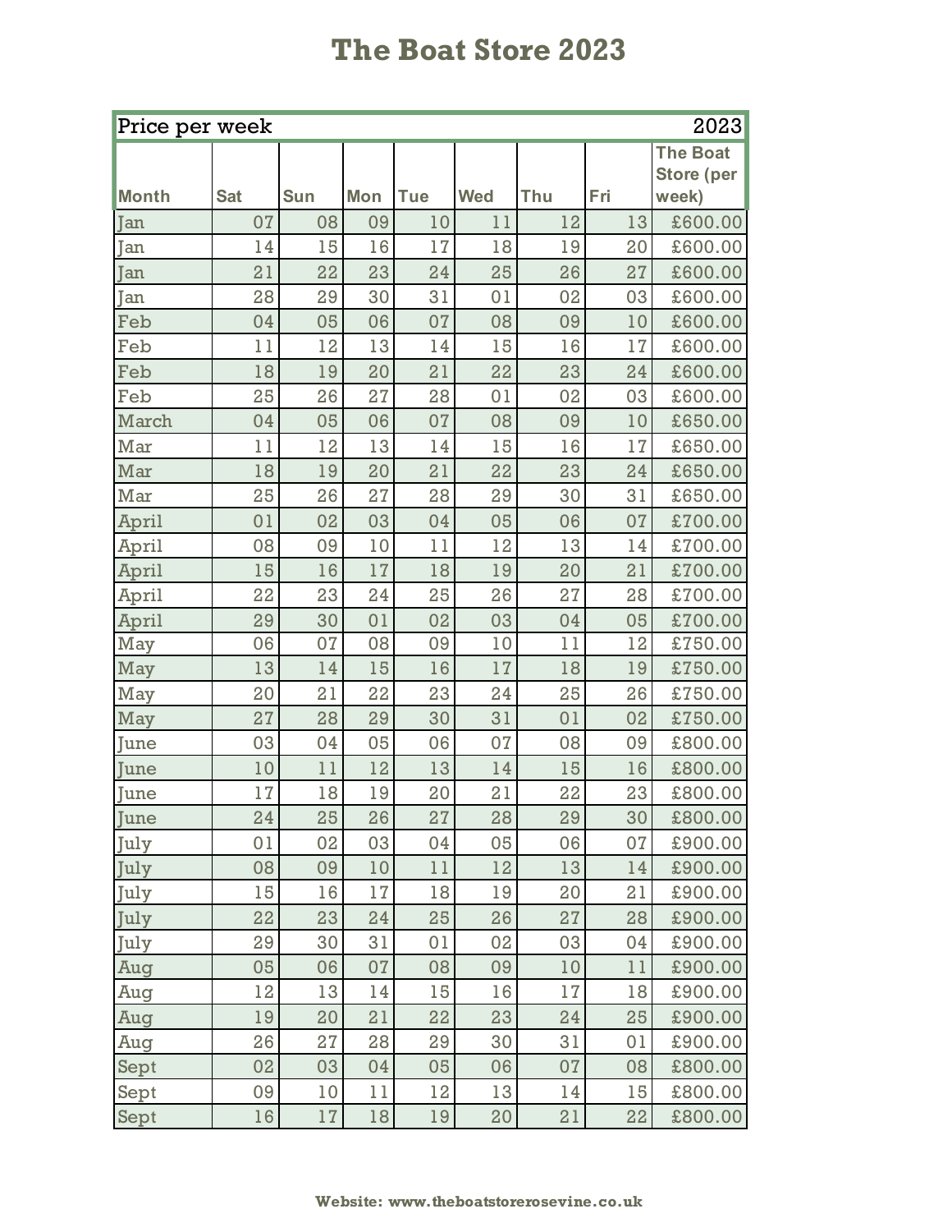# The Boat Store 2023

| Price per week | | | | | | | | 2023 |
|---|---|---|---|---|---|---|---|---|
| Month | Sat | Sun | Mon | Tue | Wed | Thu | Fri | The Boat Store (per week) |
| Jan | 07 | 08 | 09 | 10 | 11 | 12 | 13 | £600.00 |
| Jan | 14 | 15 | 16 | 17 | 18 | 19 | 20 | £600.00 |
| Jan | 21 | 22 | 23 | 24 | 25 | 26 | 27 | £600.00 |
| Jan | 28 | 29 | 30 | 31 | 01 | 02 | 03 | £600.00 |
| Feb | 04 | 05 | 06 | 07 | 08 | 09 | 10 | £600.00 |
| Feb | 11 | 12 | 13 | 14 | 15 | 16 | 17 | £600.00 |
| Feb | 18 | 19 | 20 | 21 | 22 | 23 | 24 | £600.00 |
| Feb | 25 | 26 | 27 | 28 | 01 | 02 | 03 | £600.00 |
| March | 04 | 05 | 06 | 07 | 08 | 09 | 10 | £650.00 |
| Mar | 11 | 12 | 13 | 14 | 15 | 16 | 17 | £650.00 |
| Mar | 18 | 19 | 20 | 21 | 22 | 23 | 24 | £650.00 |
| Mar | 25 | 26 | 27 | 28 | 29 | 30 | 31 | £650.00 |
| April | 01 | 02 | 03 | 04 | 05 | 06 | 07 | £700.00 |
| April | 08 | 09 | 10 | 11 | 12 | 13 | 14 | £700.00 |
| April | 15 | 16 | 17 | 18 | 19 | 20 | 21 | £700.00 |
| April | 22 | 23 | 24 | 25 | 26 | 27 | 28 | £700.00 |
| April | 29 | 30 | 01 | 02 | 03 | 04 | 05 | £700.00 |
| May | 06 | 07 | 08 | 09 | 10 | 11 | 12 | £750.00 |
| May | 13 | 14 | 15 | 16 | 17 | 18 | 19 | £750.00 |
| May | 20 | 21 | 22 | 23 | 24 | 25 | 26 | £750.00 |
| May | 27 | 28 | 29 | 30 | 31 | 01 | 02 | £750.00 |
| June | 03 | 04 | 05 | 06 | 07 | 08 | 09 | £800.00 |
| June | 10 | 11 | 12 | 13 | 14 | 15 | 16 | £800.00 |
| June | 17 | 18 | 19 | 20 | 21 | 22 | 23 | £800.00 |
| June | 24 | 25 | 26 | 27 | 28 | 29 | 30 | £800.00 |
| July | 01 | 02 | 03 | 04 | 05 | 06 | 07 | £900.00 |
| July | 08 | 09 | 10 | 11 | 12 | 13 | 14 | £900.00 |
| July | 15 | 16 | 17 | 18 | 19 | 20 | 21 | £900.00 |
| July | 22 | 23 | 24 | 25 | 26 | 27 | 28 | £900.00 |
| July | 29 | 30 | 31 | 01 | 02 | 03 | 04 | £900.00 |
| Aug | 05 | 06 | 07 | 08 | 09 | 10 | 11 | £900.00 |
| Aug | 12 | 13 | 14 | 15 | 16 | 17 | 18 | £900.00 |
| Aug | 19 | 20 | 21 | 22 | 23 | 24 | 25 | £900.00 |
| Aug | 26 | 27 | 28 | 29 | 30 | 31 | 01 | £900.00 |
| Sept | 02 | 03 | 04 | 05 | 06 | 07 | 08 | £800.00 |
| Sept | 09 | 10 | 11 | 12 | 13 | 14 | 15 | £800.00 |
| Sept | 16 | 17 | 18 | 19 | 20 | 21 | 22 | £800.00 |

**Website: www.theboatstorerosevine.co.uk**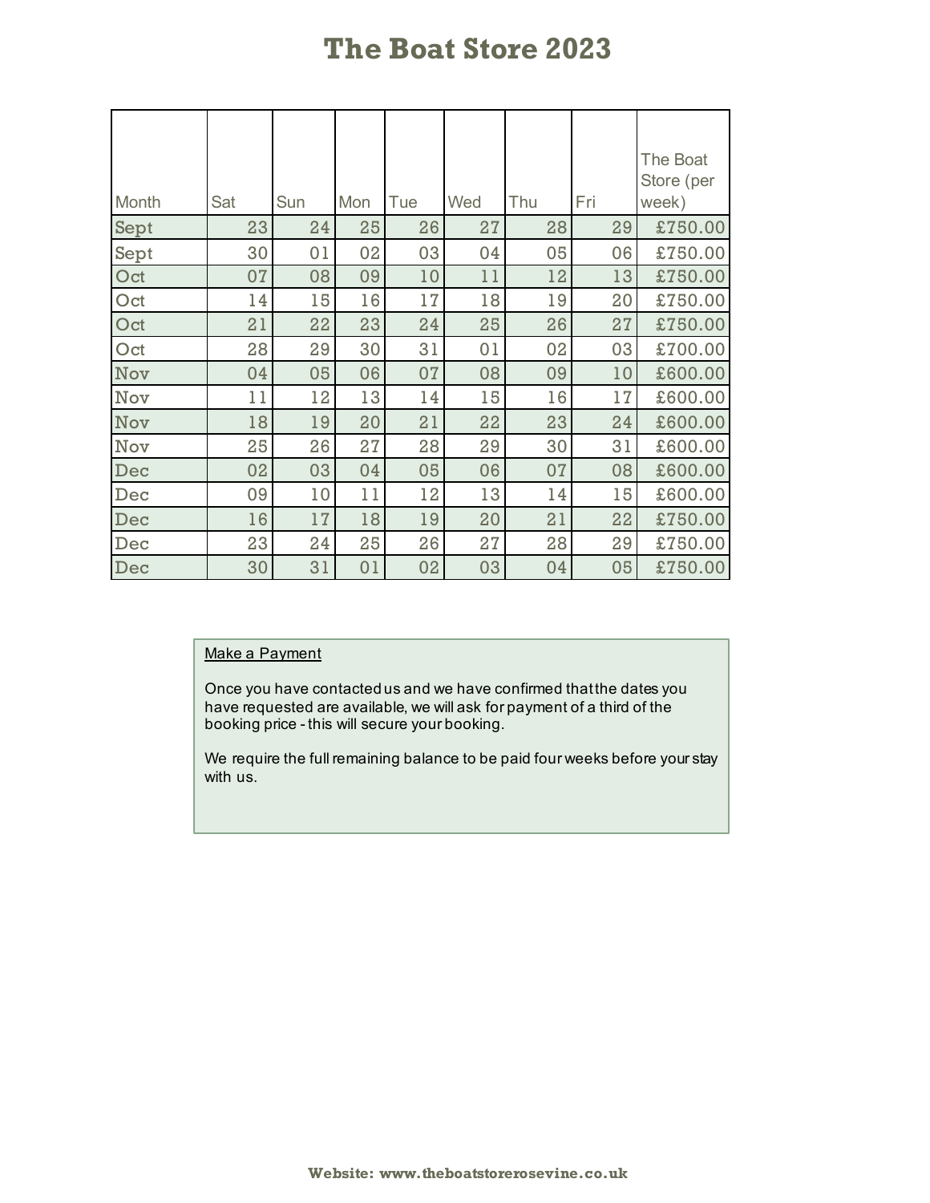# The Boat Store 2023

| Month | Sat | Sun | Mon | Tue | Wed | Thu | Fri | The Boat Store (per week) |
|---|---|---|---|---|---|---|---|---|
| Sept | 23 | 24 | 25 | 26 | 27 | 28 | 29 | £750.00 |
| Sept | 30 | 01 | 02 | 03 | 04 | 05 | 06 | £750.00 |
| Oct | 07 | 08 | 09 | 10 | 11 | 12 | 13 | £750.00 |
| Oct | 14 | 15 | 16 | 17 | 18 | 19 | 20 | £750.00 |
| Oct | 21 | 22 | 23 | 24 | 25 | 26 | 27 | £750.00 |
| Oct | 28 | 29 | 30 | 31 | 01 | 02 | 03 | £700.00 |
| Nov | 04 | 05 | 06 | 07 | 08 | 09 | 10 | £600.00 |
| Nov | 11 | 12 | 13 | 14 | 15 | 16 | 17 | £600.00 |
| Nov | 18 | 19 | 20 | 21 | 22 | 23 | 24 | £600.00 |
| Nov | 25 | 26 | 27 | 28 | 29 | 30 | 31 | £600.00 |
| Dec | 02 | 03 | 04 | 05 | 06 | 07 | 08 | £600.00 |
| Dec | 09 | 10 | 11 | 12 | 13 | 14 | 15 | £600.00 |
| Dec | 16 | 17 | 18 | 19 | 20 | 21 | 22 | £750.00 |
| Dec | 23 | 24 | 25 | 26 | 27 | 28 | 29 | £750.00 |
| Dec | 30 | 31 | 01 | 02 | 03 | 04 | 05 | £750.00 |

Make a Payment

Once you have contacted us and we have confirmed that the dates you have requested are available, we will ask for payment of a third of the booking price - this will secure your booking.

We require the full remaining balance to be paid four weeks before your stay with us.

**Website: www.theboatstorerosevine.co.uk**